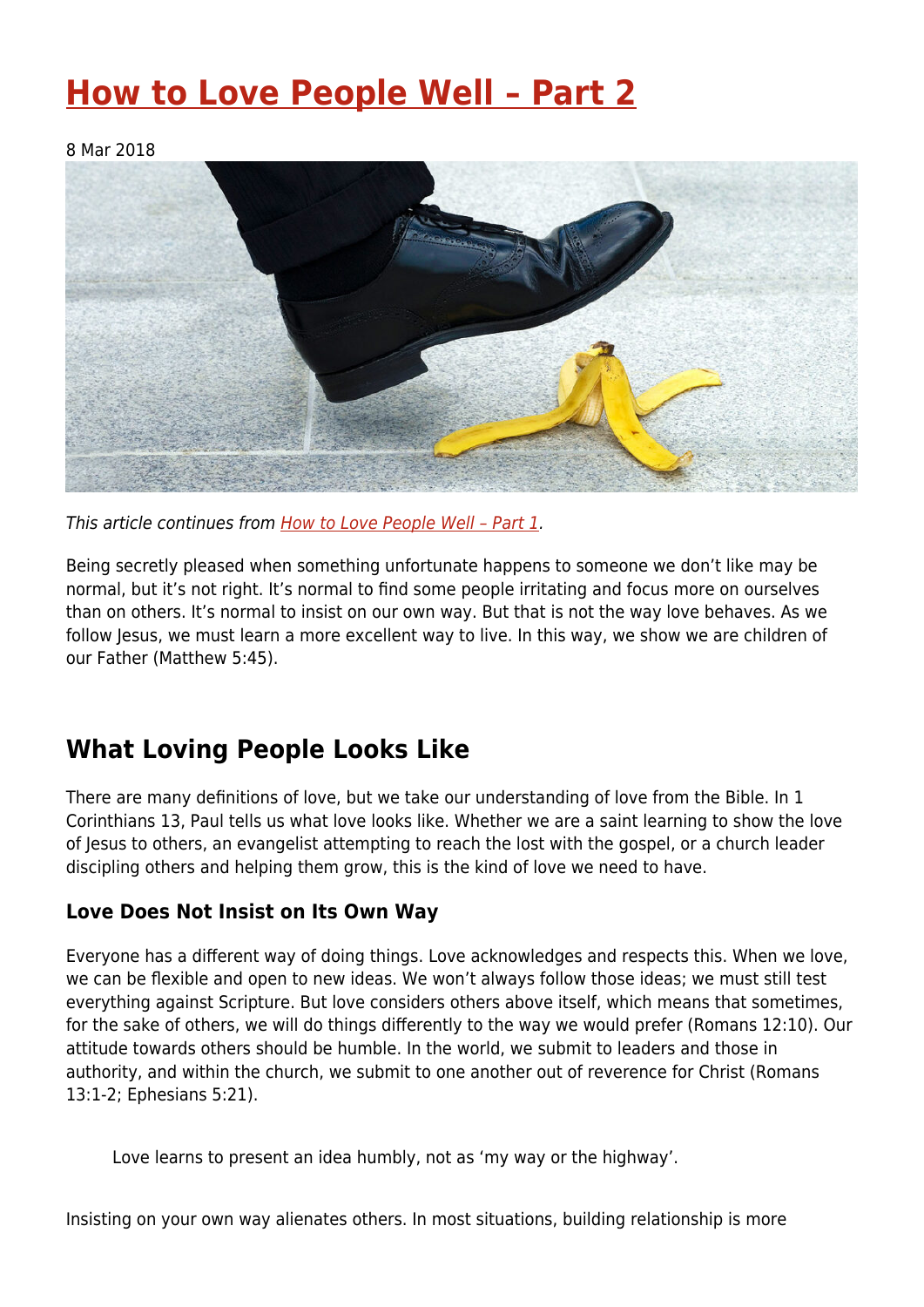# How to Love People Well – Part 2

8 Mar 2018

*This article continues from How to Love People Well – Part 1.*

Being secretly pleased when something unfortunate happens to someone we don't like may be normal, but it's not right. It's normal to find some people irritating and focus more on ourselves than on others. It's normal to insist on our own way. But that is not the way love behaves. As we follow Jesus, we must learn a more excellent way to live. In this way, we show we are children of our Father (Matthew 5:45).

## What Loving People Looks Like

There are many definitions of love, but we take our understanding of love from the Bible. In 1 Corinthians 13, Paul tells us what love looks like. Whether we are a saint learning to show the love of Jesus to others, an evangelist attempting to reach the lost with the gospel, or a church leader discipling others and helping them grow, this is the kind of love we need to have.

### Love Does Not Insist on Its Own Way

Everyone has a different way of doing things. Love acknowledges and respects this. When we love, we can be flexible and open to new ideas. We won't always follow those ideas; we must still test everything against Scripture. But love considers others above itself, which means that sometimes, for the sake of others, we will do things differently to the way we would prefer (Romans 12:10). Our attitude towards others should be humble. In the world, we submit to leaders and those in authority, and within the church, we submit to one another out of reverence for Christ (Romans 13:1-2; Ephesians 5:21).

> Love learns to present an idea humbly, not as 'my way or the highway'.

Insisting on your own way alienates others. In most situations, building relationship is more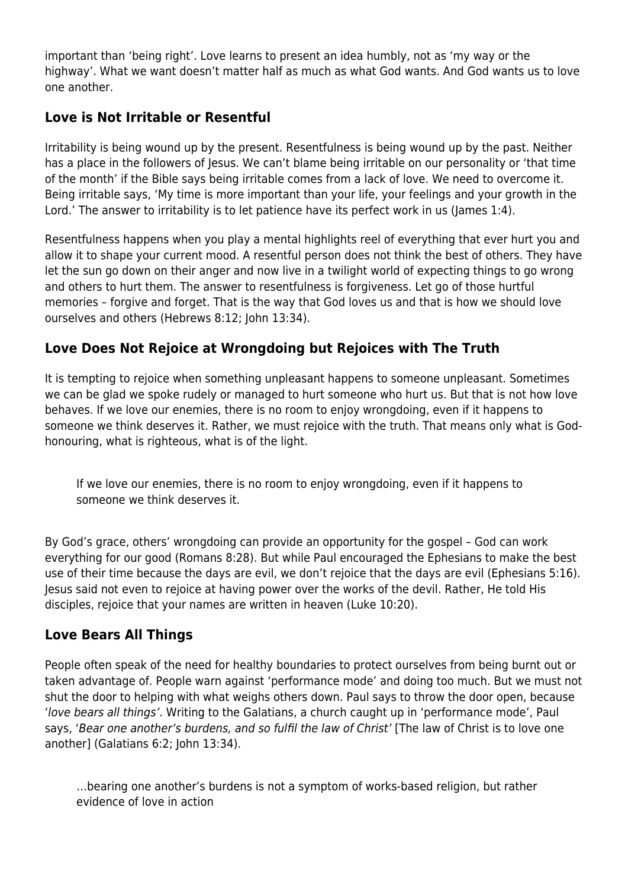important than 'being right'. Love learns to present an idea humbly, not as 'my way or the highway'. What we want doesn't matter half as much as what God wants. And God wants us to love one another.

### Love is Not Irritable or Resentful

Irritability is being wound up by the present. Resentfulness is being wound up by the past. Neither has a place in the followers of Jesus. We can't blame being irritable on our personality or 'that time of the month' if the Bible says being irritable comes from a lack of love. We need to overcome it. Being irritable says, 'My time is more important than your life, your feelings and your growth in the Lord.' The answer to irritability is to let patience have its perfect work in us (James 1:4).

Resentfulness happens when you play a mental highlights reel of everything that ever hurt you and allow it to shape your current mood. A resentful person does not think the best of others. They have let the sun go down on their anger and now live in a twilight world of expecting things to go wrong and others to hurt them. The answer to resentfulness is forgiveness. Let go of those hurtful memories – forgive and forget. That is the way that God loves us and that is how we should love ourselves and others (Hebrews 8:12; John 13:34).

### Love Does Not Rejoice at Wrongdoing but Rejoices with The Truth

It is tempting to rejoice when something unpleasant happens to someone unpleasant. Sometimes we can be glad we spoke rudely or managed to hurt someone who hurt us. But that is not how love behaves. If we love our enemies, there is no room to enjoy wrongdoing, even if it happens to someone we think deserves it. Rather, we must rejoice with the truth. That means only what is God-honouring, what is righteous, what is of the light.

> If we love our enemies, there is no room to enjoy wrongdoing, even if it happens to someone we think deserves it.

By God's grace, others' wrongdoing can provide an opportunity for the gospel – God can work everything for our good (Romans 8:28). But while Paul encouraged the Ephesians to make the best use of their time because the days are evil, we don't rejoice that the days are evil (Ephesians 5:16). Jesus said not even to rejoice at having power over the works of the devil. Rather, He told His disciples, rejoice that your names are written in heaven (Luke 10:20).

### Love Bears All Things

People often speak of the need for healthy boundaries to protect ourselves from being burnt out or taken advantage of. People warn against 'performance mode' and doing too much. But we must not shut the door to helping with what weighs others down. Paul says to throw the door open, because '*love bears all things*'. Writing to the Galatians, a church caught up in 'performance mode', Paul says, '*Bear one another's burdens, and so fulfil the law of Christ*' [The law of Christ is to love one another] (Galatians 6:2; John 13:34).

> …bearing one another's burdens is not a symptom of works-based religion, but rather evidence of love in action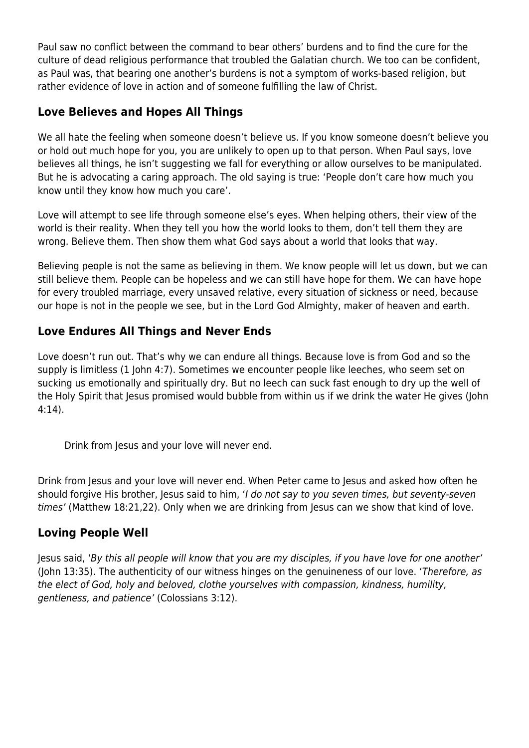Paul saw no conflict between the command to bear others' burdens and to find the cure for the culture of dead religious performance that troubled the Galatian church. We too can be confident, as Paul was, that bearing one another's burdens is not a symptom of works-based religion, but rather evidence of love in action and of someone fulfilling the law of Christ.

## Love Believes and Hopes All Things

We all hate the feeling when someone doesn't believe us. If you know someone doesn't believe you or hold out much hope for you, you are unlikely to open up to that person. When Paul says, love believes all things, he isn't suggesting we fall for everything or allow ourselves to be manipulated. But he is advocating a caring approach. The old saying is true: 'People don't care how much you know until they know how much you care'.

Love will attempt to see life through someone else's eyes. When helping others, their view of the world is their reality. When they tell you how the world looks to them, don't tell them they are wrong. Believe them. Then show them what God says about a world that looks that way.

Believing people is not the same as believing in them. We know people will let us down, but we can still believe them. People can be hopeless and we can still have hope for them. We can have hope for every troubled marriage, every unsaved relative, every situation of sickness or need, because our hope is not in the people we see, but in the Lord God Almighty, maker of heaven and earth.

## Love Endures All Things and Never Ends

Love doesn't run out. That's why we can endure all things. Because love is from God and so the supply is limitless (1 John 4:7). Sometimes we encounter people like leeches, who seem set on sucking us emotionally and spiritually dry. But no leech can suck fast enough to dry up the well of the Holy Spirit that Jesus promised would bubble from within us if we drink the water He gives (John 4:14).

> Drink from Jesus and your love will never end.

Drink from Jesus and your love will never end. When Peter came to Jesus and asked how often he should forgive His brother, Jesus said to him, '*I do not say to you seven times, but seventy-seven times*' (Matthew 18:21,22). Only when we are drinking from Jesus can we show that kind of love.

## Loving People Well

Jesus said, '*By this all people will know that you are my disciples, if you have love for one another*' (John 13:35). The authenticity of our witness hinges on the genuineness of our love. '*Therefore, as the elect of God, holy and beloved, clothe yourselves with compassion, kindness, humility, gentleness, and patience*' (Colossians 3:12).